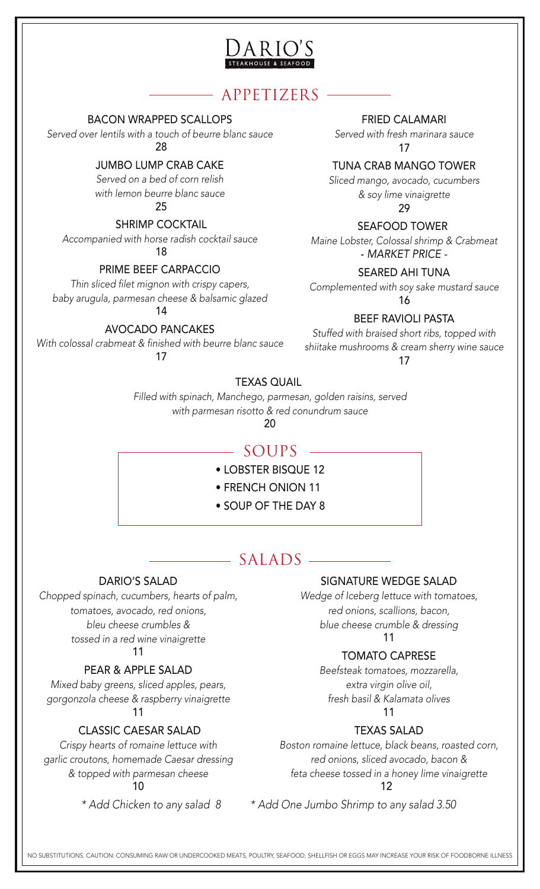# DARIO'S

STEAKHOUSE & SEAFOOD

## APPETIZERS

**BACON WRAPPED SCALLOPS**
*Served over lentils with a touch of beurre blanc sauce*
28

**JUMBO LUMP CRAB CAKE**
*Served on a bed of corn relish with lemon beurre blanc sauce*
25

**SHRIMP COCKTAIL**
*Accompanied with horse radish cocktail sauce*
18

**PRIME BEEF CARPACCIO**
*Thin sliced filet mignon with crispy capers, baby arugula, parmesan cheese & balsamic glazed*
14

**AVOCADO PANCAKES**
*With colossal crabmeat & finished with beurre blanc sauce*
17

**FRIED CALAMARI**
*Served with fresh marinara sauce*
17

**TUNA CRAB MANGO TOWER**
*Sliced mango, avocado, cucumbers & soy lime vinaigrette*
29

**SEAFOOD TOWER**
*Maine Lobster, Colossal shrimp & Crabmeat*
*- MARKET PRICE -*

**SEARED AHI TUNA**
*Complemented with soy sake mustard sauce*
16

**BEEF RAVIOLI PASTA**
*Stuffed with braised short ribs, topped with shiitake mushrooms & cream sherry wine sauce*
17

**TEXAS QUAIL**
*Filled with spinach, Manchego, parmesan, golden raisins, served with parmesan risotto & red conundrum sauce*
20

## SOUPS

- LOBSTER BISQUE 12
- FRENCH ONION 11
- SOUP OF THE DAY 8

## SALADS

**DARIO'S SALAD**
*Chopped spinach, cucumbers, hearts of palm, tomatoes, avocado, red onions, bleu cheese crumbles & tossed in a red wine vinaigrette*
11

**PEAR & APPLE SALAD**
*Mixed baby greens, sliced apples, pears, gorgonzola cheese & raspberry vinaigrette*
11

**CLASSIC CAESAR SALAD**
*Crispy hearts of romaine lettuce with garlic croutons, homemade Caesar dressing & topped with parmesan cheese*
10

**SIGNATURE WEDGE SALAD**
*Wedge of Iceberg lettuce with tomatoes, red onions, scallions, bacon, blue cheese crumble & dressing*
11

**TOMATO CAPRESE**
*Beefsteak tomatoes, mozzarella, extra virgin olive oil, fresh basil & Kalamata olives*
11

**TEXAS SALAD**
*Boston romaine lettuce, black beans, roasted corn, red onions, sliced avocado, bacon & feta cheese tossed in a honey lime vinaigrette*
12

*\* Add Chicken to any salad 8*

*\* Add One Jumbo Shrimp to any salad 3.50*

NO SUBSTITUTIONS. CAUTION: CONSUMING RAW OR UNDERCOOKED MEATS, POULTRY, SEAFOOD, SHELLFISH OR EGGS MAY INCREASE YOUR RISK OF FOODBORNE ILLNESS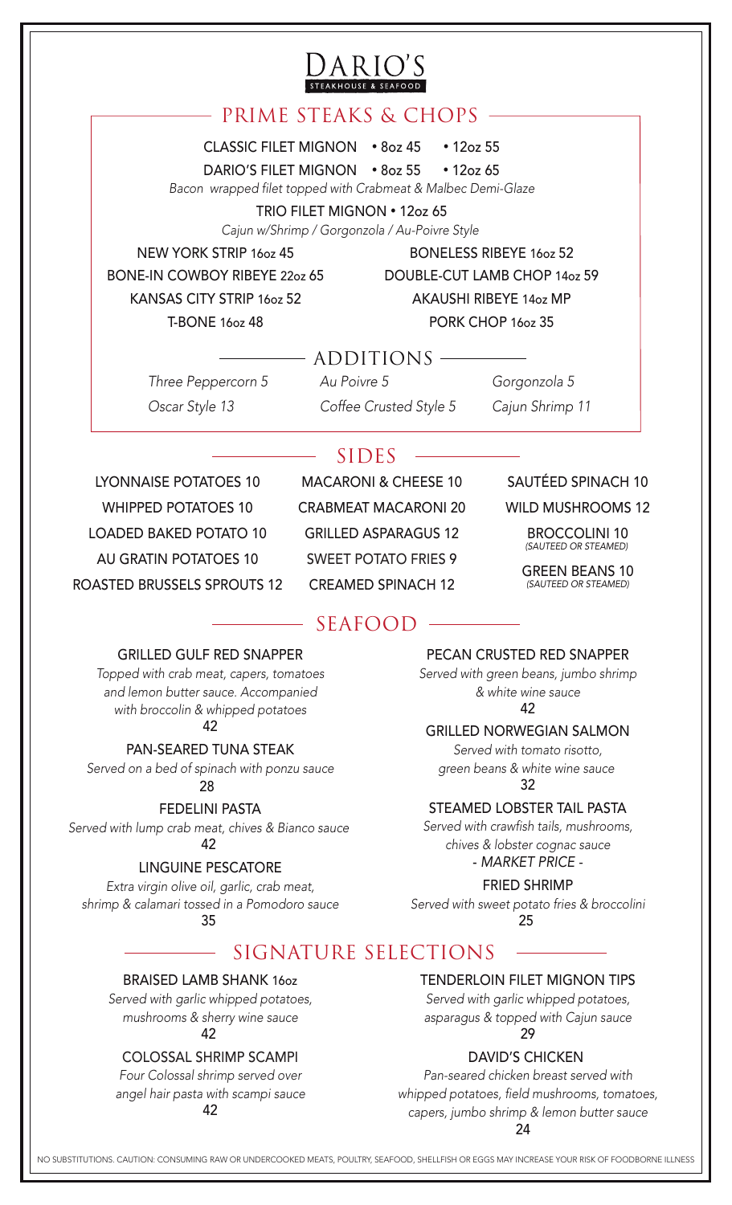# DARIO'S

STEAKHOUSE & SEAFOOD

## PRIME STEAKS & CHOPS

CLASSIC FILET MIGNON • 8oz 45 • 12oz 55

DARIO'S FILET MIGNON • 8oz 55 • 12oz 65

*Bacon wrapped filet topped with Crabmeat & Malbec Demi-Glaze*

TRIO FILET MIGNON • 12oz 65

*Cajun w/Shrimp / Gorgonzola / Au-Poivre Style*

NEW YORK STRIP 16oz 45

BONE-IN COWBOY RIBEYE 22oz 65

KANSAS CITY STRIP 16oz 52

T-BONE 16oz 48

BONELESS RIBEYE 16oz 52

DOUBLE-CUT LAMB CHOP 14oz 59

AKAUSHI RIBEYE 14oz MP

PORK CHOP 16oz 35

### ADDITIONS

*Three Peppercorn 5*

*Oscar Style 13*

*Au Poivre 5*

*Coffee Crusted Style 5*

*Gorgonzola 5*

*Cajun Shrimp 11*

## SIDES

LYONNAISE POTATOES 10

WHIPPED POTATOES 10

LOADED BAKED POTATO 10

AU GRATIN POTATOES 10

ROASTED BRUSSELS SPROUTS 12

MACARONI & CHEESE 10

CRABMEAT MACARONI 20

GRILLED ASPARAGUS 12

SWEET POTATO FRIES 9

CREAMED SPINACH 12

SAUTÉED SPINACH 10

WILD MUSHROOMS 12

BROCCOLINI 10 *(SAUTEED OR STEAMED)*

GREEN BEANS 10 *(SAUTEED OR STEAMED)*

## SEAFOOD

**GRILLED GULF RED SNAPPER**
*Topped with crab meat, capers, tomatoes and lemon butter sauce. Accompanied with broccolin & whipped potatoes*
42

**PAN-SEARED TUNA STEAK**
*Served on a bed of spinach with ponzu sauce*
28

**FEDELINI PASTA**
*Served with lump crab meat, chives & Bianco sauce*
42

**LINGUINE PESCATORE**
*Extra virgin olive oil, garlic, crab meat, shrimp & calamari tossed in a Pomodoro sauce*
35

**PECAN CRUSTED RED SNAPPER**
*Served with green beans, jumbo shrimp & white wine sauce*
42

**GRILLED NORWEGIAN SALMON**
*Served with tomato risotto, green beans & white wine sauce*
32

**STEAMED LOBSTER TAIL PASTA**
*Served with crawfish tails, mushrooms, chives & lobster cognac sauce*
*- MARKET PRICE -*

**FRIED SHRIMP**
*Served with sweet potato fries & broccolini*
25

## SIGNATURE SELECTIONS

**BRAISED LAMB SHANK 16oz**
*Served with garlic whipped potatoes, mushrooms & sherry wine sauce*
42

**COLOSSAL SHRIMP SCAMPI**
*Four Colossal shrimp served over angel hair pasta with scampi sauce*
42

**TENDERLOIN FILET MIGNON TIPS**
*Served with garlic whipped potatoes, asparagus & topped with Cajun sauce*
29

**DAVID'S CHICKEN**
*Pan-seared chicken breast served with whipped potatoes, field mushrooms, tomatoes, capers, jumbo shrimp & lemon butter sauce*
24

NO SUBSTITUTIONS. CAUTION: CONSUMING RAW OR UNDERCOOKED MEATS, POULTRY, SEAFOOD, SHELLFISH OR EGGS MAY INCREASE YOUR RISK OF FOODBORNE ILLNESS